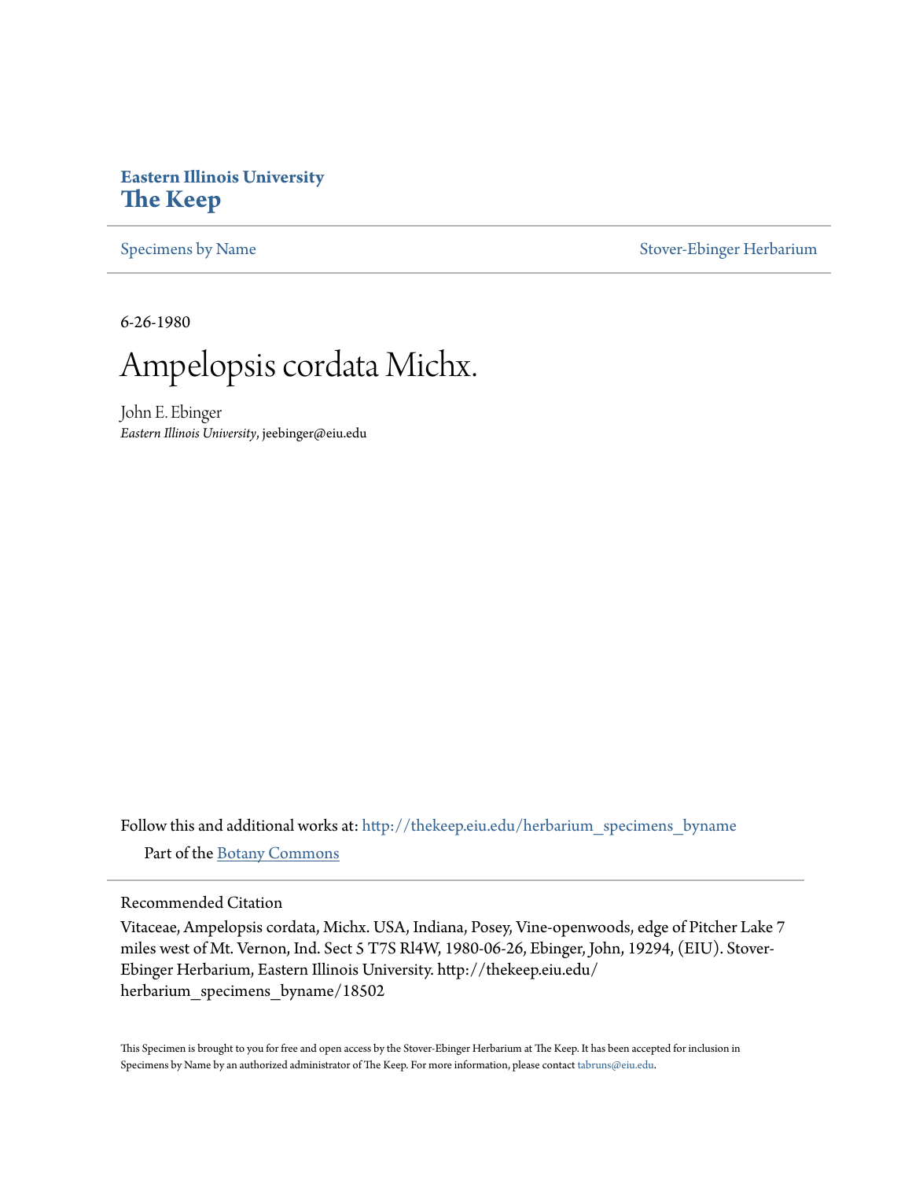**Eastern Illinois University**
**The Keep**

Specimens by Name | Stover-Ebinger Herbarium

6-26-1980

# Ampelopsis cordata Michx.

John E. Ebinger
*Eastern Illinois University*, jeebinger@eiu.edu

Follow this and additional works at: http://thekeep.eiu.edu/herbarium_specimens_byname

Part of the Botany Commons

## Recommended Citation

Vitaceae, Ampelopsis cordata, Michx. USA, Indiana, Posey, Vine-openwoods, edge of Pitcher Lake 7 miles west of Mt. Vernon, Ind. Sect 5 T7S Rl4W, 1980-06-26, Ebinger, John, 19294, (EIU). Stover-Ebinger Herbarium, Eastern Illinois University. http://thekeep.eiu.edu/herbarium_specimens_byname/18502

This Specimen is brought to you for free and open access by the Stover-Ebinger Herbarium at The Keep. It has been accepted for inclusion in Specimens by Name by an authorized administrator of The Keep. For more information, please contact tabruns@eiu.edu.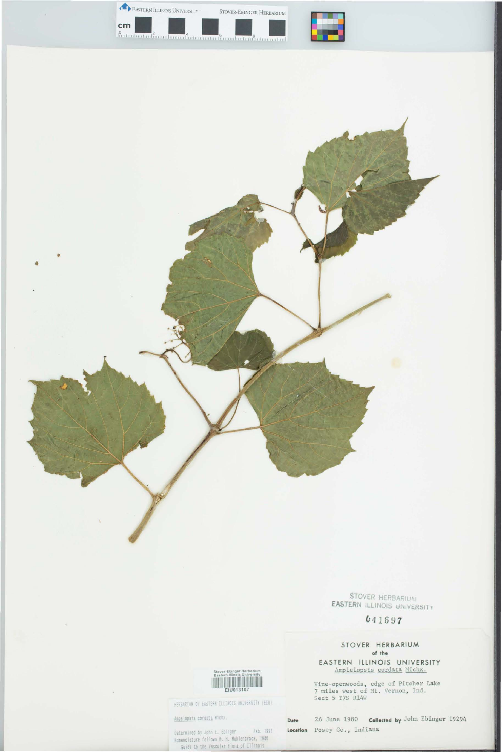EASTERN ILLINOIS UNIVERSITY STOVER-EBINGER HERBARIUM

cm

STOVER HERBARIUM
EASTERN ILLINOIS UNIVERSITY

041697

Stover-Ebinger Herbarium
Eastern Illinois University

EIU013107

HERBARIUM OF EASTERN ILLINOIS UNIVERSITY (EIU)

Ampelopsis cordata Michx.

Determined by John E. Ebinger Feb. 1992
Nomenclature follows R. H. Mohlenbrock, 1986
Guide to the Vascular Flora of Illinois

STOVER HERBARIUM
of the
EASTERN ILLINOIS UNIVERSITY
Ampelopsis cordata Michx.

Vine-openwoods, edge of Pitcher Lake
7 miles west of Mt. Vernon, Ind.
Sect 5 T7S R14W

**Date** 26 June 1980 **Collected by** John Ebinger 19294

**Location** Posey Co., Indiana